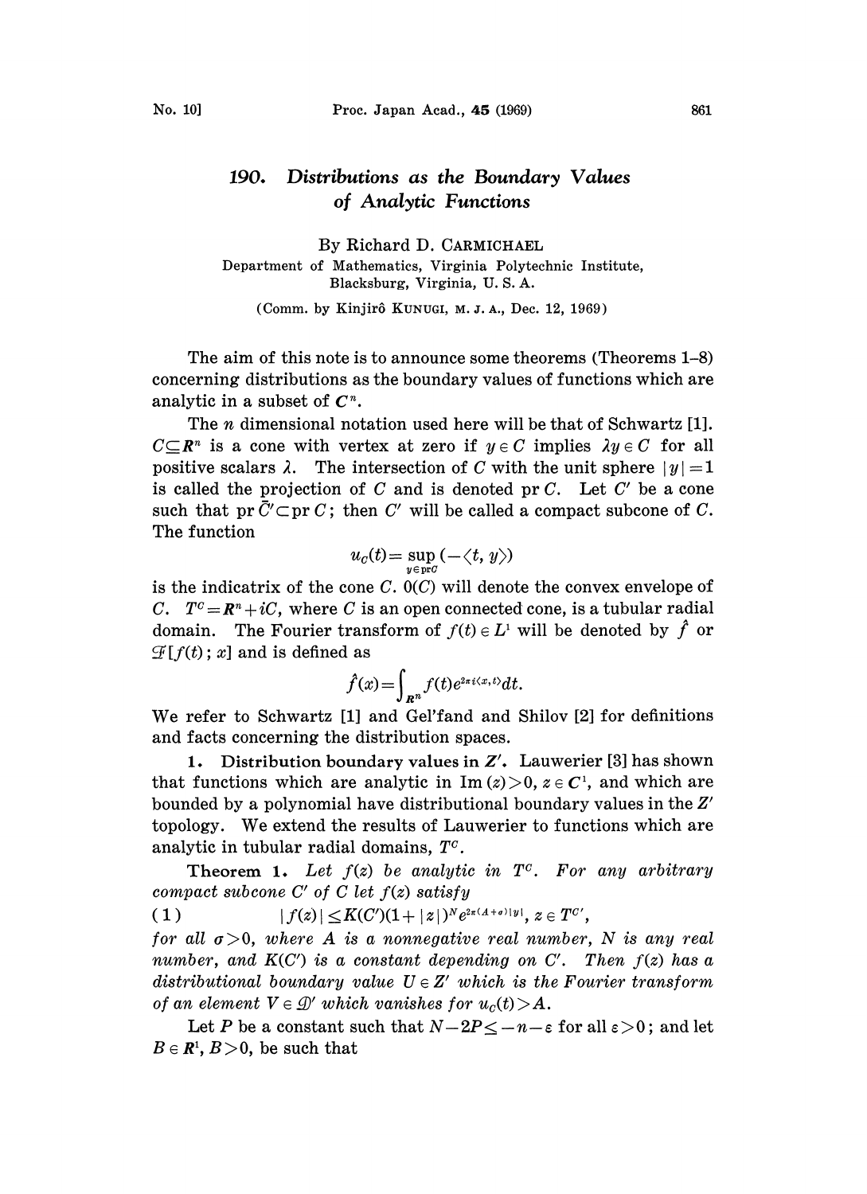# 190. Distributions as the Boundary Values of Analytic Functions

By Richard D. CARMICHAEL

Department of Mathematics, Virginia Polytechnic Institute, Blacksburg, Virginia, U. S. A.

(Comm. by Kinjirô KUNUGI, M. J. A., Dec. 12, 1969)

The aim of this note is to announce some theorems (Theorems 1–8) concerning distributions as the boundary values of functions which are analytic in a subset of $C^n$.

The $n$ dimensional notation used here will be that of Schwartz [1]. $C \subseteq R^n$ is a cone with vertex at zero if $y \in C$ implies $\lambda y \in C$ for all positive scalars $\lambda$. The intersection of $C$ with the unit sphere $|y|=1$ is called the projection of $C$ and is denoted $\operatorname{pr} C$. Let $C'$ be a cone such that $\operatorname{pr} \bar{C}' \subset \operatorname{pr} C$; then $C'$ will be called a compact subcone of $C$. The function

$$u_C(t) = \sup_{y \in \operatorname{pr} C} (-\langle t, y \rangle)$$

is the indicatrix of the cone $C$. $0(C)$ will denote the convex envelope of $C$. $T^C = R^n + iC$, where $C$ is an open connected cone, is a tubular radial domain. The Fourier transform of $f(t) \in L^1$ will be denoted by $\hat{f}$ or $\mathcal{F}[f(t); x]$ and is defined as

$$\hat{f}(x) = \int_{R^n} f(t) e^{2\pi i \langle x, t \rangle} dt.$$

We refer to Schwartz [1] and Gel'fand and Shilov [2] for definitions and facts concerning the distribution spaces.

**1. Distribution boundary values in $Z'$.** Lauwerier [3] has shown that functions which are analytic in $\operatorname{Im}(z) > 0$, $z \in C^1$, and which are bounded by a polynomial have distributional boundary values in the $Z'$ topology. We extend the results of Lauwerier to functions which are analytic in tubular radial domains, $T^C$.

**Theorem 1.** *Let $f(z)$ be analytic in $T^C$. For any arbitrary compact subcone $C'$ of $C$ let $f(z)$ satisfy*

$$(1) \qquad |f(z)| \leq K(C')(1+|z|)^N e^{2\pi(A+\sigma)|y|}, \; z \in T^{C'},$$

*for all $\sigma > 0$, where $A$ is a nonnegative real number, $N$ is any real number, and $K(C')$ is a constant depending on $C'$. Then $f(z)$ has a distributional boundary value $U \in Z'$ which is the Fourier transform of an element $V \in \mathcal{D}'$ which vanishes for $u_C(t) > A$.*

Let $P$ be a constant such that $N - 2P \leq -n - \varepsilon$ for all $\varepsilon > 0$; and let $B \in R^1$, $B > 0$, be such that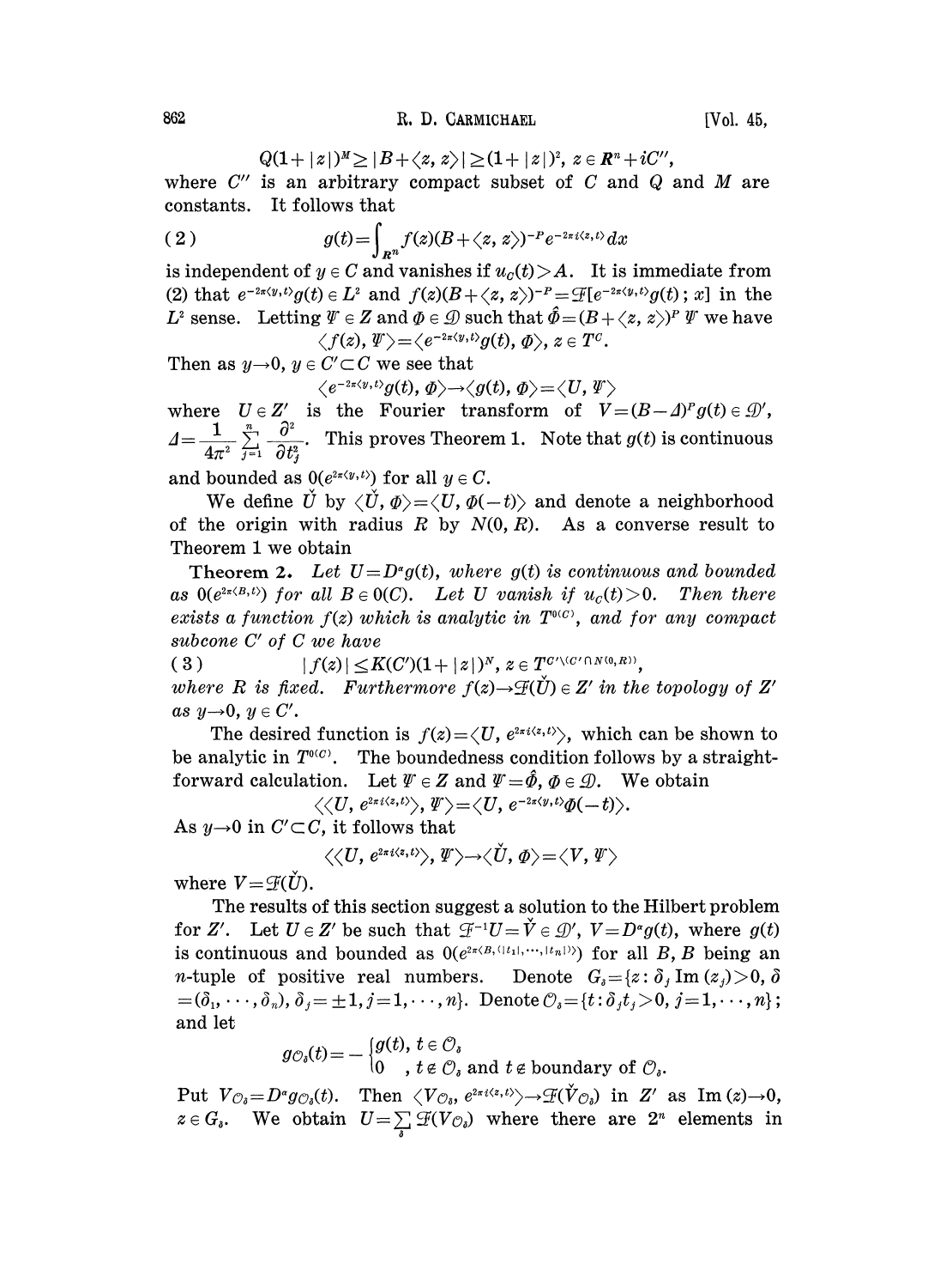$$Q(1+|z|)^M \geq |B+\langle z, z\rangle| \geq (1+|z|)^2, \; z \in \boldsymbol{R}^n + iC'',$$

where $C''$ is an arbitrary compact subset of $C$ and $Q$ and $M$ are constants. It follows that

$$g(t) = \int_{\boldsymbol{R}^n} f(z)(B+\langle z, z\rangle)^{-P} e^{-2\pi i\langle z, t\rangle} dx \tag{2}$$

is independent of $y \in C$ and vanishes if $u_C(t) > A$. It is immediate from (2) that $e^{-2\pi\langle y, t\rangle} g(t) \in L^2$ and $f(z)(B+\langle z, z\rangle)^{-P} = \mathcal{F}[e^{-2\pi\langle y, t\rangle} g(t); x]$ in the $L^2$ sense. Letting $\Psi \in Z$ and $\Phi \in \mathcal{D}$ such that $\hat{\Phi} = (B+\langle z, z\rangle)^P \Psi$ we have

$$\langle f(z), \Psi\rangle = \langle e^{-2\pi\langle y, t\rangle} g(t), \Phi\rangle, \; z \in T^C.$$

Then as $y \to 0$, $y \in C' \subset C$ we see that

$$\langle e^{-2\pi\langle y, t\rangle} g(t), \Phi\rangle \to \langle g(t), \Phi\rangle = \langle U, \Psi\rangle$$

where $U \in Z'$ is the Fourier transform of $V = (B-\Delta)^P g(t) \in \mathcal{D}'$, $\Delta = \frac{1}{4\pi^2} \sum_{j=1}^{n} \frac{\partial^2}{\partial t_j^2}$. This proves Theorem 1. Note that $g(t)$ is continuous and bounded as $0(e^{2\pi\langle y, t\rangle})$ for all $y \in C$.

We define $\check{U}$ by $\langle \check{U}, \Phi\rangle = \langle U, \Phi(-t)\rangle$ and denote a neighborhood of the origin with radius $R$ by $N(0, R)$. As a converse result to Theorem 1 we obtain

**Theorem 2.** *Let $U = D^\alpha g(t)$, where $g(t)$ is continuous and bounded as $0(e^{2\pi\langle B, t\rangle})$ for all $B \in 0(C)$. Let $U$ vanish if $u_C(t) > 0$. Then there exists a function $f(z)$ which is analytic in $T^{0(C)}$, and for any compact subcone $C'$ of $C$ we have*

$$|f(z)| \leq K(C')(1+|z|)^N, \; z \in T^{C' \setminus (C' \cap N(0,R))}, \tag{3}$$

*where $R$ is fixed. Furthermore $f(z) \to \mathcal{F}(\check{U}) \in Z'$ in the topology of $Z'$ as $y \to 0$, $y \in C'$.*

The desired function is $f(z) = \langle U, e^{2\pi i\langle z, t\rangle}\rangle$, which can be shown to be analytic in $T^{0(C)}$. The boundedness condition follows by a straightforward calculation. Let $\Psi \in Z$ and $\Psi = \hat{\Phi}$, $\Phi \in \mathcal{D}$. We obtain

$$\langle\langle U, e^{2\pi i\langle z, t\rangle}\rangle, \Psi\rangle = \langle U, e^{-2\pi\langle y, t\rangle} \Phi(-t)\rangle.$$

As $y \to 0$ in $C' \subset C$, it follows that

$$\langle\langle U, e^{2\pi i\langle z, t\rangle}\rangle, \Psi\rangle \to \langle \check{U}, \Phi\rangle = \langle V, \Psi\rangle$$

where $V = \mathcal{F}(\check{U})$.

The results of this section suggest a solution to the Hilbert problem for $Z'$. Let $U \in Z'$ be such that $\mathcal{F}^{-1} U = \check{V} \in \mathcal{D}'$, $V = D^\alpha g(t)$, where $g(t)$ is continuous and bounded as $0(e^{2\pi\langle B, (|t_1|, \cdots, |t_n|)\rangle})$ for all $B$, $B$ being an $n$-tuple of positive real numbers. Denote $G_\delta = \{z : \delta_j \operatorname{Im}(z_j) > 0, \delta = (\delta_1, \cdots, \delta_n), \delta_j = \pm 1, j = 1, \cdots, n\}$. Denote $\mathcal{O}_\delta = \{t : \delta_j t_j > 0, j = 1, \cdots, n\}$; and let

$$g_{\mathcal{O}_\delta}(t) = -\begin{cases} g(t), & t \in \mathcal{O}_\delta \\ 0, & t \notin \mathcal{O}_\delta \text{ and } t \notin \text{boundary of } \mathcal{O}_\delta. \end{cases}$$

Put $V_{\mathcal{O}_\delta} = D^\alpha g_{\mathcal{O}_\delta}(t)$. Then $\langle V_{\mathcal{O}_\delta}, e^{2\pi i\langle z, t\rangle}\rangle \to \mathcal{F}(\check{V}_{\mathcal{O}_\delta})$ in $Z'$ as $\operatorname{Im}(z) \to 0$, $z \in G_\delta$. We obtain $U = \sum_\delta \mathcal{F}(V_{\mathcal{O}_\delta})$ where there are $2^n$ elements in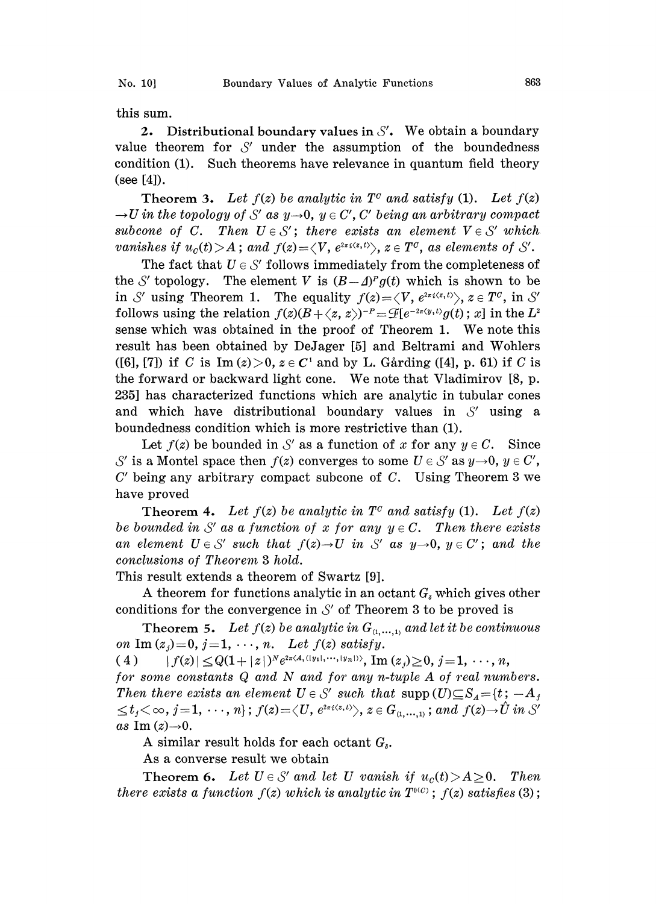this sum.

**2. Distributional boundary values in $\mathcal{S}'$.** We obtain a boundary value theorem for $\mathcal{S}'$ under the assumption of the boundedness condition (1). Such theorems have relevance in quantum field theory (see [4]).

**Theorem 3.** *Let $f(z)$ be analytic in $T^C$ and satisfy (1). Let $f(z) \to U$ in the topology of $\mathcal{S}'$ as $y \to 0$, $y \in C'$, $C'$ being an arbitrary compact subcone of $C$. Then $U \in \mathcal{S}'$; there exists an element $V \in \mathcal{S}'$ which vanishes if $u_C(t) > A$; and $f(z) = \langle V, e^{2\pi i \langle z, t\rangle}\rangle$, $z \in T^C$, as elements of $\mathcal{S}'$.*

The fact that $U \in \mathcal{S}'$ follows immediately from the completeness of the $\mathcal{S}'$ topology. The element $V$ is $(B - \Delta)^P g(t)$ which is shown to be in $\mathcal{S}'$ using Theorem 1. The equality $f(z) = \langle V, e^{2\pi i \langle z, t\rangle}\rangle$, $z \in T^C$, in $\mathcal{S}'$ follows using the relation $f(z)(B + \langle z, z\rangle)^{-P} = \mathcal{F}[e^{-2\pi \langle y, t\rangle} g(t); x]$ in the $L^2$ sense which was obtained in the proof of Theorem 1. We note this result has been obtained by DeJager [5] and Beltrami and Wohlers ([6], [7]) if $C$ is $\mathrm{Im}(z) > 0$, $z \in \boldsymbol{C}^1$ and by L. Gårding ([4], p. 61) if $C$ is the forward or backward light cone. We note that Vladimirov [8, p. 235] has characterized functions which are analytic in tubular cones and which have distributional boundary values in $\mathcal{S}'$ using a boundedness condition which is more restrictive than (1).

Let $f(z)$ be bounded in $\mathcal{S}'$ as a function of $x$ for any $y \in C$. Since $\mathcal{S}'$ is a Montel space then $f(z)$ converges to some $U \in \mathcal{S}'$ as $y \to 0$, $y \in C'$, $C'$ being any arbitrary compact subcone of $C$. Using Theorem 3 we have proved

**Theorem 4.** *Let $f(z)$ be analytic in $T^C$ and satisfy (1). Let $f(z)$ be bounded in $\mathcal{S}'$ as a function of $x$ for any $y \in C$. Then there exists an element $U \in \mathcal{S}'$ such that $f(z) \to U$ in $\mathcal{S}'$ as $y \to 0$, $y \in C'$; and the conclusions of Theorem 3 hold.*

This result extends a theorem of Swartz [9].

A theorem for functions analytic in an octant $G_\delta$ which gives other conditions for the convergence in $\mathcal{S}'$ of Theorem 3 to be proved is

**Theorem 5.** *Let $f(z)$ be analytic in $G_{(1,\cdots,1)}$ and let it be continuous on $\mathrm{Im}(z_j) = 0$, $j = 1, \cdots, n$. Let $f(z)$ satisfy.*

$$(4) \qquad |f(z)| \leq Q(1 + |z|)^N e^{2\pi \langle A, (|y_1|, \cdots, |y_n|)\rangle}, \ \mathrm{Im}(z_j) \geq 0, \ j = 1, \cdots, n,$$

*for some constants $Q$ and $N$ and for any $n$-tuple $A$ of real numbers. Then there exists an element $U \in \mathcal{S}'$ such that $\mathrm{supp}(U) \subseteq S_A = \{t;\ -A_j \leq t_j < \infty,\ j = 1, \cdots, n\}$; $f(z) = \langle U, e^{2\pi i \langle z, t\rangle}\rangle$, $z \in G_{(1,\cdots,1)}$; and $f(z) \to \hat{U}$ in $\mathcal{S}'$ as $\mathrm{Im}(z) \to 0$.*

A similar result holds for each octant $G_\delta$.

As a converse result we obtain

**Theorem 6.** *Let $U \in \mathcal{S}'$ and let $U$ vanish if $u_C(t) > A \geq 0$. Then there exists a function $f(z)$ which is analytic in $T^{0(C)}$; $f(z)$ satisfies (3);*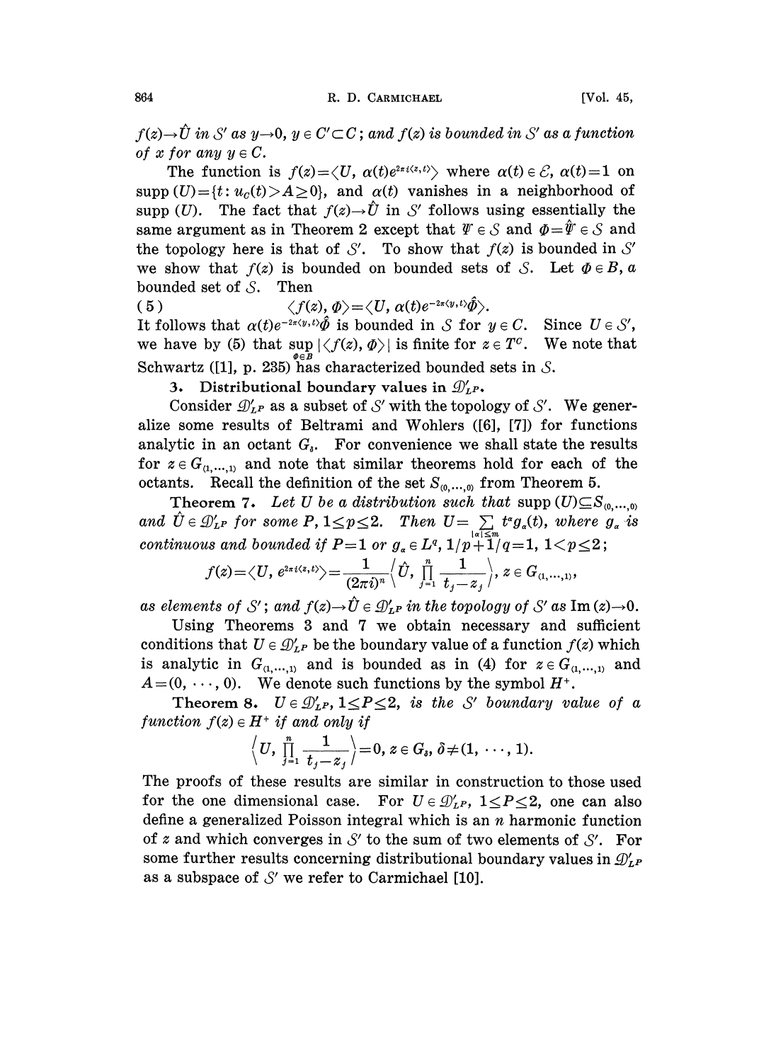$f(z) \to \hat{U}$ *in* $\mathcal{S}'$ *as* $y \to 0$, $y \in C' \subset C$; *and* $f(z)$ *is bounded in* $\mathcal{S}'$ *as a function of* $x$ *for any* $y \in C$.

The function is $f(z) = \langle U, \alpha(t) e^{2\pi i \langle z, t\rangle}\rangle$ where $\alpha(t) \in \mathcal{E}$, $\alpha(t) = 1$ on $\operatorname{supp}(U) = \{t : u_C(t) > A \geq 0\}$, and $\alpha(t)$ vanishes in a neighborhood of $\operatorname{supp}(U)$. The fact that $f(z) \to \hat{U}$ in $\mathcal{S}'$ follows using essentially the same argument as in Theorem 2 except that $\Psi \in \mathcal{S}$ and $\Phi = \hat{\Psi} \in \mathcal{S}$ and the topology here is that of $\mathcal{S}'$. To show that $f(z)$ is bounded in $\mathcal{S}'$ we show that $f(z)$ is bounded on bounded sets of $\mathcal{S}$. Let $\Phi \in B$, a bounded set of $\mathcal{S}$. Then

$$\langle f(z), \Phi \rangle = \langle U, \alpha(t) e^{-2\pi \langle y, t\rangle} \hat{\Phi}\rangle. \tag{5}$$

It follows that $\alpha(t) e^{-2\pi\langle y, t\rangle}\hat{\Phi}$ is bounded in $\mathcal{S}$ for $y \in C$. Since $U \in \mathcal{S}'$, we have by (5) that $\sup_{\Phi \in B} |\langle f(z), \Phi\rangle|$ is finite for $z \in T^C$. We note that Schwartz ([1], p. 235) has characterized bounded sets in $\mathcal{S}$.

## 3. Distributional boundary values in $\mathcal{D}'_{L^P}$.

Consider $\mathcal{D}'_{L^P}$ as a subset of $\mathcal{S}'$ with the topology of $\mathcal{S}'$. We generalize some results of Beltrami and Wohlers ([6], [7]) for functions analytic in an octant $G_\delta$. For convenience we shall state the results for $z \in G_{(1,\ldots,1)}$ and note that similar theorems hold for each of the octants. Recall the definition of the set $S_{(0,\ldots,0)}$ from Theorem 5.

**Theorem 7.** *Let* $U$ *be a distribution such that* $\operatorname{supp}(U) \subseteq S_{(0,\ldots,0)}$ *and* $\hat{U} \in \mathcal{D}'_{L^P}$ *for some* $P$, $1 \leq p \leq 2$. *Then* $U = \sum_{|\alpha| \leq m} t^\alpha g_\alpha(t)$, *where* $g_\alpha$ *is continuous and bounded if* $P = 1$ *or* $g_\alpha \in L^q$, $1/p + 1/q = 1$, $1 < p \leq 2$;

$$f(z) = \langle U, e^{2\pi i\langle z, t\rangle}\rangle = \frac{1}{(2\pi i)^n}\left\langle \hat{U}, \prod_{j=1}^n \frac{1}{t_j - z_j}\right\rangle, \; z \in G_{(1,\ldots,1)},$$

*as elements of* $\mathcal{S}'$; *and* $f(z) \to \hat{U} \in \mathcal{D}'_{L^P}$ *in the topology of* $\mathcal{S}'$ *as* $\operatorname{Im}(z) \to 0$.

Using Theorems 3 and 7 we obtain necessary and sufficient conditions that $U \in \mathcal{D}'_{L^P}$ be the boundary value of a function $f(z)$ which is analytic in $G_{(1,\ldots,1)}$ and is bounded as in (4) for $z \in G_{(1,\ldots,1)}$ and $A = (0, \cdots, 0)$. We denote such functions by the symbol $H^+$.

**Theorem 8.** $U \in \mathcal{D}'_{L^P}$, $1 \leq P \leq 2$, *is the* $\mathcal{S}'$ *boundary value of a function* $f(z) \in H^+$ *if and only if*

$$\left\langle U, \prod_{j=1}^n \frac{1}{t_j - z_j}\right\rangle = 0, \; z \in G_\delta, \; \delta \neq (1, \cdots, 1).$$

The proofs of these results are similar in construction to those used for the one dimensional case. For $U \in \mathcal{D}'_{L^P}$, $1 \leq P \leq 2$, one can also define a generalized Poisson integral which is an $n$ harmonic function of $z$ and which converges in $\mathcal{S}'$ to the sum of two elements of $\mathcal{S}'$. For some further results concerning distributional boundary values in $\mathcal{D}'_{L^P}$ as a subspace of $\mathcal{S}'$ we refer to Carmichael [10].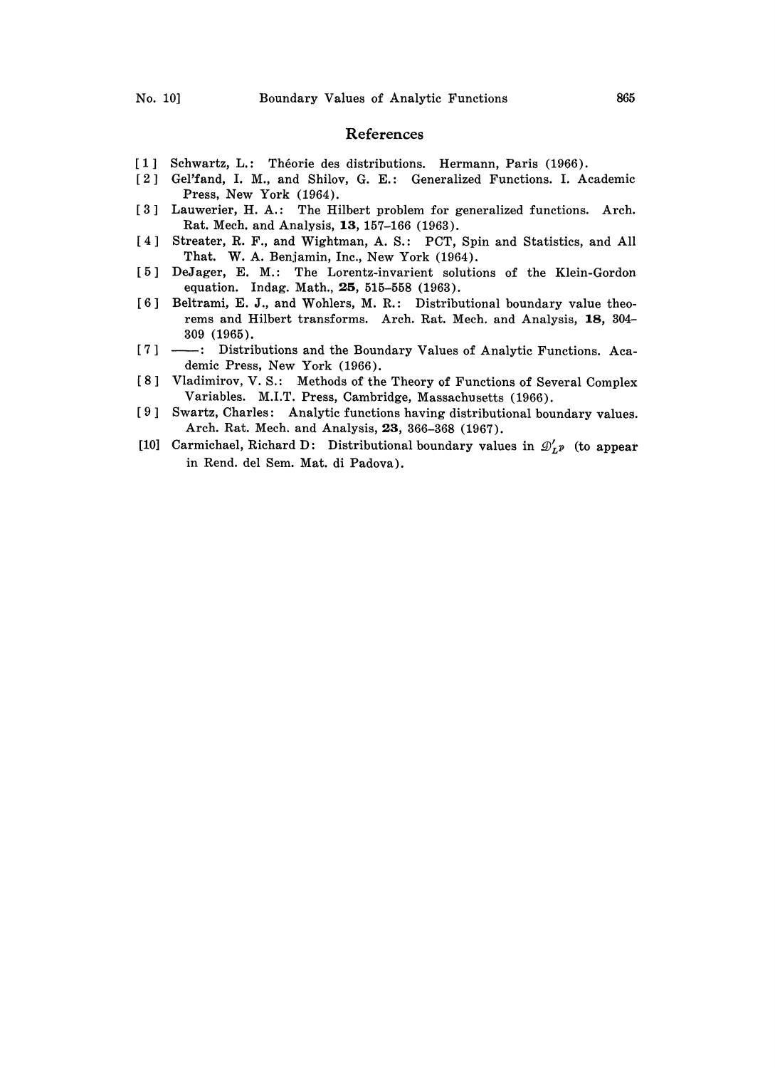## References

[1] Schwartz, L.: Théorie des distributions. Hermann, Paris (1966).

[2] Gel'fand, I. M., and Shilov, G. E.: Generalized Functions. I. Academic Press, New York (1964).

[3] Lauwerier, H. A.: The Hilbert problem for generalized functions. Arch. Rat. Mech. and Analysis, **13**, 157–166 (1963).

[4] Streater, R. F., and Wightman, A. S.: PCT, Spin and Statistics, and All That. W. A. Benjamin, Inc., New York (1964).

[5] DeJager, E. M.: The Lorentz-invarient solutions of the Klein-Gordon equation. Indag. Math., **25**, 515–558 (1963).

[6] Beltrami, E. J., and Wohlers, M. R.: Distributional boundary value theorems and Hilbert transforms. Arch. Rat. Mech. and Analysis, **18**, 304–309 (1965).

[7] ——: Distributions and the Boundary Values of Analytic Functions. Academic Press, New York (1966).

[8] Vladimirov, V. S.: Methods of the Theory of Functions of Several Complex Variables. M.I.T. Press, Cambridge, Massachusetts (1966).

[9] Swartz, Charles: Analytic functions having distributional boundary values. Arch. Rat. Mech. and Analysis, **23**, 366–368 (1967).

[10] Carmichael, Richard D: Distributional boundary values in $\mathcal{D}'_{L^p}$ (to appear in Rend. del Sem. Mat. di Padova).